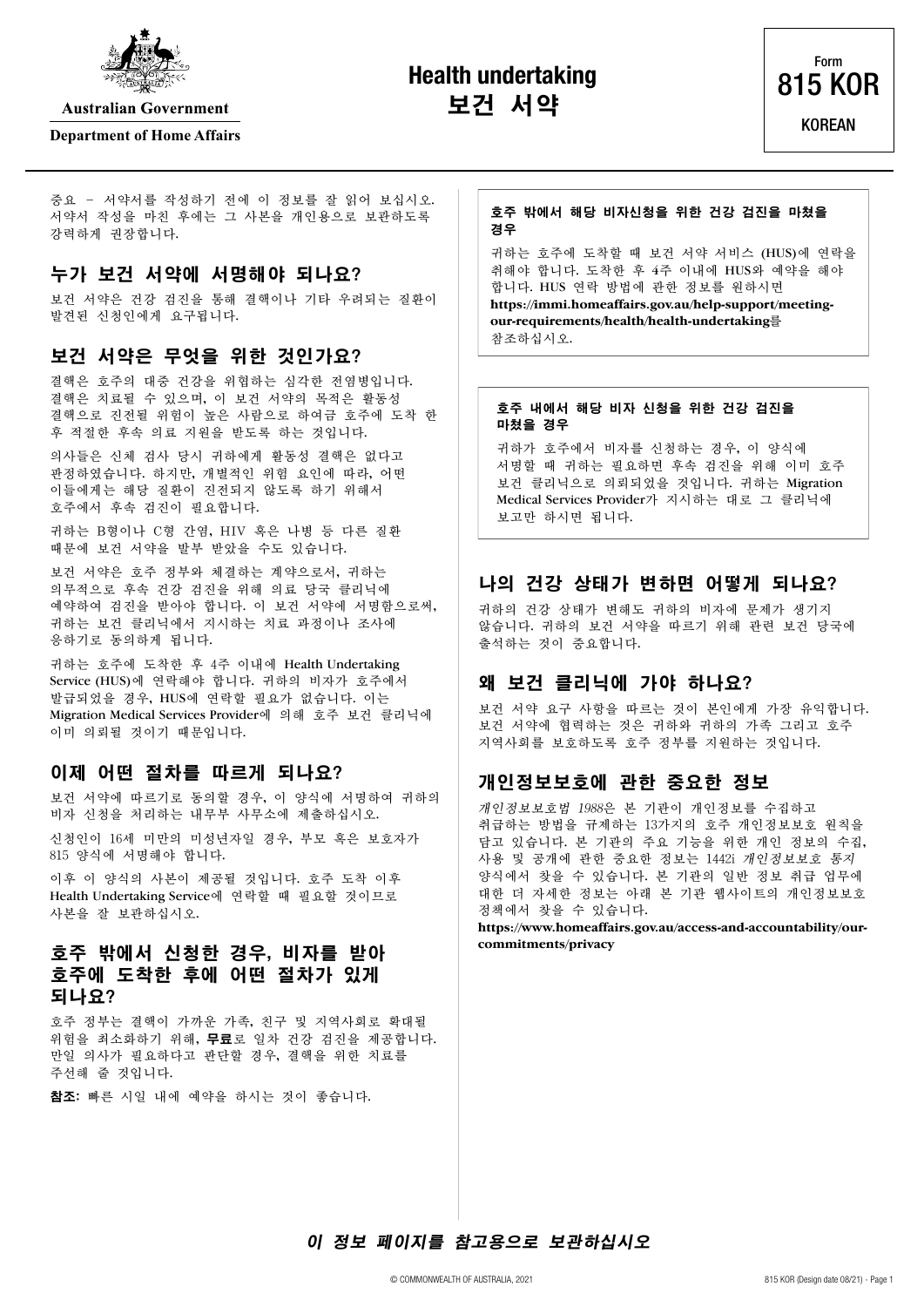Australian Government

Department of Home Affairs

# Health undertaking
# 보건 서약

Form
815 KOR
KOREAN

중요 – 서약서를 작성하기 전에 이 정보를 잘 읽어 보십시오. 서약서 작성을 마친 후에는 그 사본을 개인용으로 보관하도록 강력하게 권장합니다.

## 누가 보건 서약에 서명해야 되나요?

보건 서약은 건강 검진을 통해 결핵이나 기타 우려되는 질환이 발견된 신청인에게 요구됩니다.

## 보건 서약은 무엇을 위한 것인가요?

결핵은 호주의 대중 건강을 위협하는 심각한 전염병입니다. 결핵은 치료될 수 있으며, 이 보건 서약의 목적은 활동성 결핵으로 진전될 위험이 높은 사람으로 하여금 호주에 도착 한 후 적절한 후속 의료 지원을 받도록 하는 것입니다.

의사들은 신체 검사 당시 귀하에게 활동성 결핵은 없다고 판정하였습니다. 하지만, 개별적인 위험 요인에 따라, 어떤 이들에게는 해당 질환이 진전되지 않도록 하기 위해서 호주에서 후속 검진이 필요합니다.

귀하는 B형이나 C형 간염, HIV 혹은 나병 등 다른 질환 때문에 보건 서약을 발부 받았을 수도 있습니다.

보건 서약은 호주 정부와 체결하는 계약으로서, 귀하는 의무적으로 후속 건강 검진을 위해 의료 당국 클리닉에 예약하여 검진을 받아야 합니다. 이 보건 서약에 서명함으로써, 귀하는 보건 클리닉에서 지시하는 치료 과정이나 조사에 응하기로 동의하게 됩니다.

귀하는 호주에 도착한 후 4주 이내에 Health Undertaking Service (HUS)에 연락해야 합니다. 귀하의 비자가 호주에서 발급되었을 경우, HUS에 연락할 필요가 없습니다. 이는 Migration Medical Services Provider에 의해 호주 보건 클리닉에 이미 의뢰된 것이기 때문입니다.

## 이제 어떤 절차를 따르게 되나요?

보건 서약에 따르기로 동의할 경우, 이 양식에 서명하여 귀하의 비자 신청을 처리하는 내무부 사무소에 제출하십시오.

신청인이 16세 미만의 미성년자일 경우, 부모 혹은 보호자가 815 양식에 서명해야 합니다.

이후 이 양식의 사본이 제공될 것입니다. 호주 도착 이후 Health Undertaking Service에 연락할 때 필요할 것이므로 사본을 잘 보관하십시오.

## 호주 밖에서 신청한 경우, 비자를 받아 호주에 도착한 후에 어떤 절차가 있게 되나요?

호주 정부는 결핵이 가까운 가족, 친구 및 지역사회로 확대될 위험을 최소화하기 위해, **무료**로 일차 건강 검진을 제공합니다. 만일 의사가 필요하다고 판단할 경우, 결핵을 위한 치료를 주선해 줄 것입니다.

**참조:** 빠른 시일 내에 예약을 하시는 것이 좋습니다.

**호주 밖에서 해당 비자신청을 위한 건강 검진을 마쳤을 경우**

귀하는 호주에 도착할 때 보건 서약 서비스 (HUS)에 연락을 취해야 합니다. 도착한 후 4주 이내에 HUS와 예약을 해야 합니다. HUS 연락 방법에 관한 정보를 원하시면 **https://immi.homeaffairs.gov.au/help-support/meeting-our-requirements/health/health-undertaking**를 참조하십시오.

**호주 내에서 해당 비자 신청을 위한 건강 검진을 마쳤을 경우**

귀하가 호주에서 비자를 신청하는 경우, 이 양식에 서명할 때 귀하는 필요하면 후속 검진을 위해 이미 호주 보건 클리닉으로 의뢰되었을 것입니다. 귀하는 Migration Medical Services Provider가 지시하는 대로 그 클리닉에 보고만 하시면 됩니다.

## 나의 건강 상태가 변하면 어떻게 되나요?

귀하의 건강 상태가 변해도 귀하의 비자에 문제가 생기지 않습니다. 귀하의 보건 서약을 따르기 위해 관련 보건 당국에 출석하는 것이 중요합니다.

## 왜 보건 클리닉에 가야 하나요?

보건 서약 요구 사항을 따르는 것이 본인에게 가장 유익합니다. 보건 서약에 협력하는 것은 귀하와 귀하의 가족 그리고 호주 지역사회를 보호하도록 호주 정부를 지원하는 것입니다.

## 개인정보보호에 관한 중요한 정보

*개인정보보호법 1988*은 본 기관이 개인정보를 수집하고 취급하는 방법을 규제하는 13가지의 호주 개인정보보호 원칙을 담고 있습니다. 본 기관의 주요 기능을 위한 개인 정보의 수집, 사용 및 공개에 관한 중요한 정보는 1442i *개인정보보호 통지* 양식에서 찾을 수 있습니다. 본 기관의 일반 정보 취급 업무에 대한 더 자세한 정보는 아래 본 기관 웹사이트의 개인정보보호 정책에서 찾을 수 있습니다.

**https://www.homeaffairs.gov.au/access-and-accountability/our-commitments/privacy**

***이 정보 페이지를 참고용으로 보관하십시오***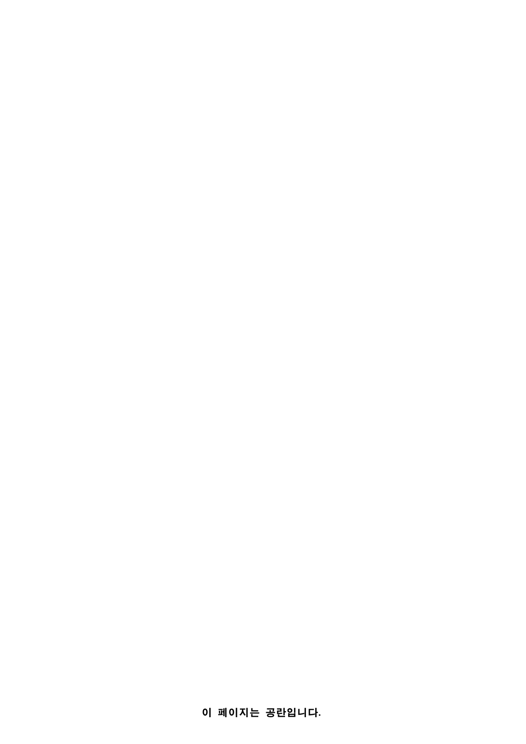**이 페이지는 공란입니다.**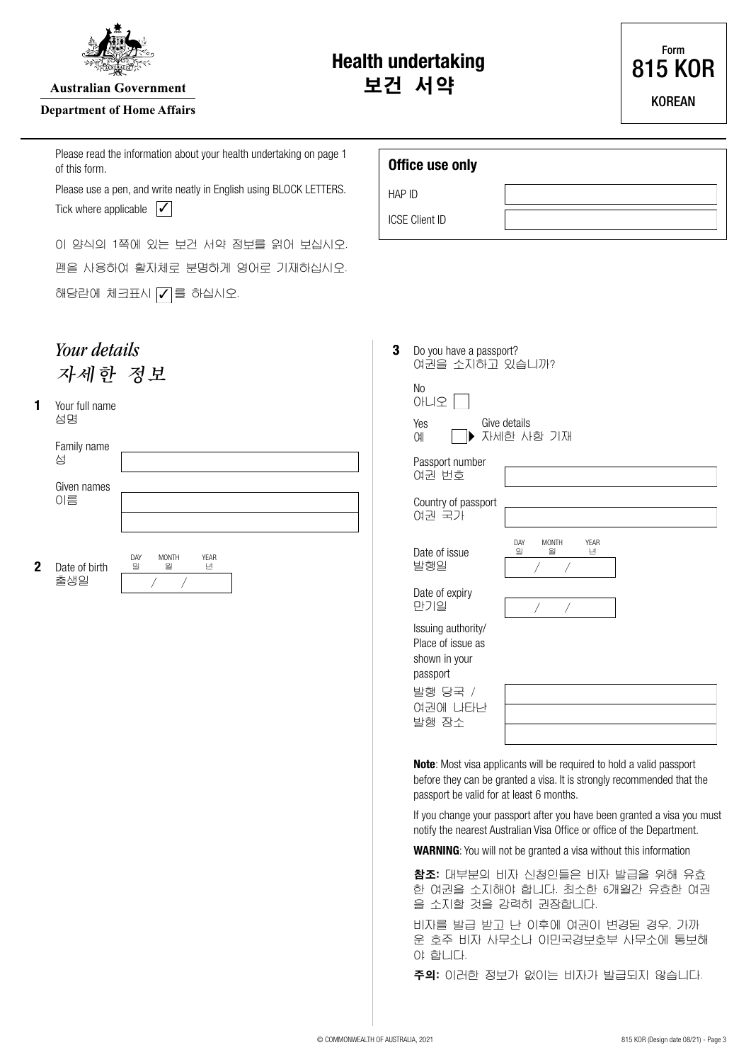Australian Government

Department of Home Affairs

# Health undertaking
# 보건 서약

Form 815 KOR

KOREAN

Please read the information about your health undertaking on page 1 of this form.

Please use a pen, and write neatly in English using BLOCK LETTERS.

Tick where applicable ✓

이 양식의 1쪽에 있는 보건 서약 정보를 읽어 보십시오.

펜을 사용하여 활자체로 분명하게 영어로 기재하십시오.

해당란에 체크표시 ✓를 하십시오.

**Office use only**

HAP ID

ICSE Client ID

## *Your details*
## *자세한 정보*

**1** Your full name
성명

Family name
성

Given names
이름

**2** Date of birth
출생일

DAY 일 / MONTH 월 / YEAR 년

**3** Do you have a passport?
여권을 소지하고 있습니까?

No
아니오

Yes
예 ▶ Give details
자세한 사항 기재

Passport number
여권 번호

Country of passport
여권 국가

Date of issue
발행일

DAY 일 / MONTH 월 / YEAR 년

Date of expiry
만기일

Issuing authority/ Place of issue as shown in your passport
발행 당국 / 여권에 나타난 발행 장소

**Note**: Most visa applicants will be required to hold a valid passport before they can be granted a visa. It is strongly recommended that the passport be valid for at least 6 months.

If you change your passport after you have been granted a visa you must notify the nearest Australian Visa Office or office of the Department.

**WARNING**: You will not be granted a visa without this information

**참조:** 대부분의 비자 신청인들은 비자 발급을 위해 유효한 여권을 소지해야 합니다. 최소한 6개월간 유효한 여권을 소지할 것을 강력히 권장합니다.

비자를 발급 받고 난 이후에 여권이 변경된 경우, 가까운 호주 비자 사무소나 이민국경보호부 사무소에 통보해야 합니다.

**주의:** 이러한 정보가 없이는 비자가 발급되지 않습니다.

© COMMONWEALTH OF AUSTRALIA, 2021

815 KOR (Design date 08/21)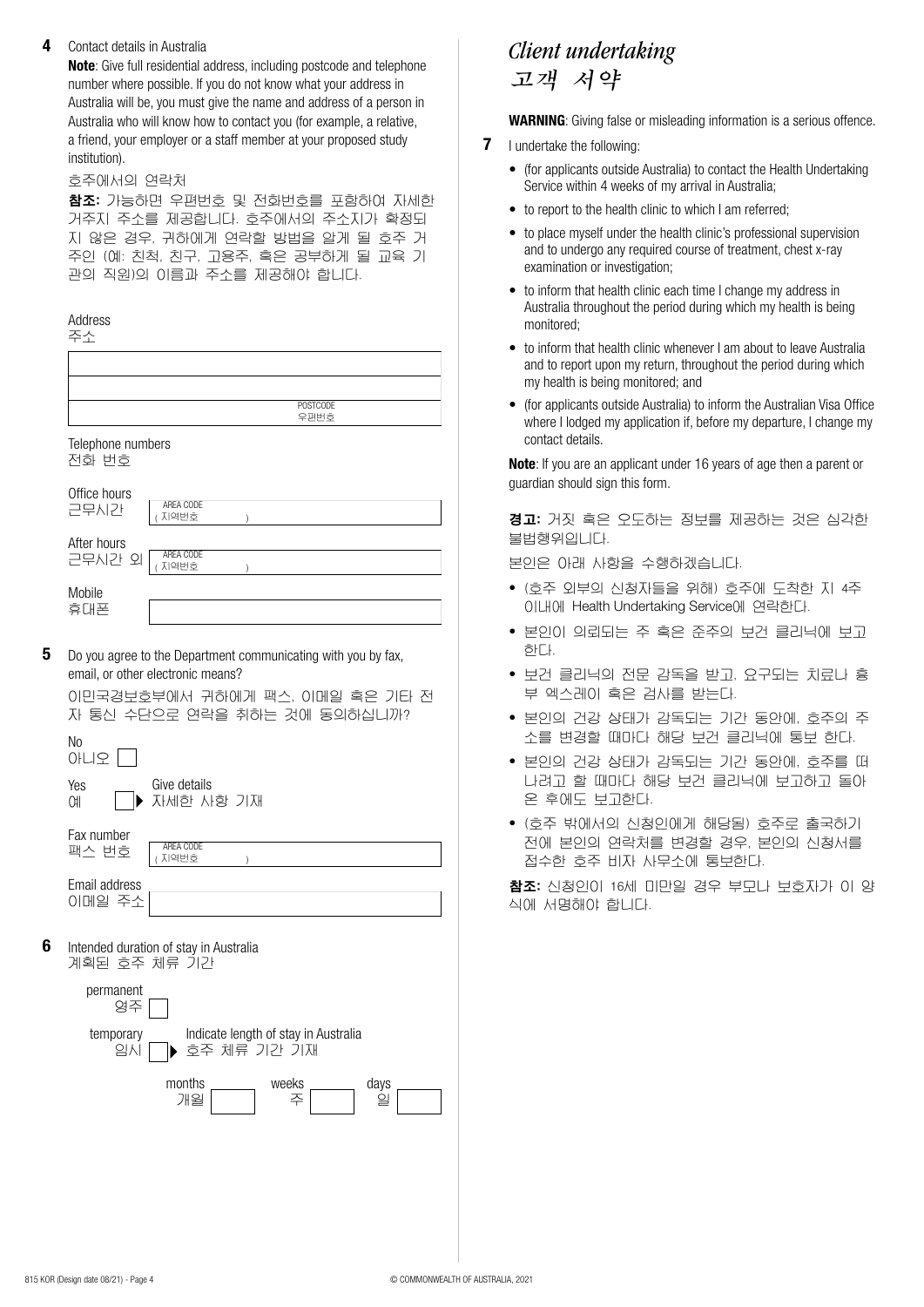**4** Contact details in Australia

**Note**: Give full residential address, including postcode and telephone number where possible. If you do not know what your address in Australia will be, you must give the name and address of a person in Australia who will know how to contact you (for example, a relative, a friend, your employer or a staff member at your proposed study institution).

호주에서의 연락처

**참조:** 가능하면 우편번호 및 전화번호를 포함하여 자세한 거주지 주소를 제공합니다. 호주에서의 주소지가 확정되지 않은 경우, 귀하에게 연락할 방법을 알게 될 호주 거주인 (예: 친척, 친구, 고용주, 혹은 공부하게 될 교육 기관의 직원)의 이름과 주소를 제공해야 합니다.

Address
주소

POSTCODE
우편번호

Telephone numbers
전화 번호

Office hours
근무시간 AREA CODE ( 지역번호 )

After hours
근무시간 외 AREA CODE ( 지역번호 )

Mobile
휴대폰

**5** Do you agree to the Department communicating with you by fax, email, or other electronic means?

이민국경보호부에서 귀하에게 팩스, 이메일 혹은 기타 전자 통신 수단으로 연락을 취하는 것에 동의하십니까?

No
아니오 ☐

Yes
예 ☐ ▶ Give details
자세한 사항 기재

Fax number
팩스 번호 AREA CODE ( 지역번호 )

Email address
이메일 주소

**6** Intended duration of stay in Australia
계획된 호주 체류 기간

permanent
영주 ☐

temporary
임시 ☐ ▶ Indicate length of stay in Australia
호주 체류 기간 기재

months 개월 | weeks 주 | days 일

# *Client undertaking*
# *고객 서약*

**WARNING**: Giving false or misleading information is a serious offence.

**7** I undertake the following:

- (for applicants outside Australia) to contact the Health Undertaking Service within 4 weeks of my arrival in Australia;
- to report to the health clinic to which I am referred;
- to place myself under the health clinic's professional supervision and to undergo any required course of treatment, chest x-ray examination or investigation;
- to inform that health clinic each time I change my address in Australia throughout the period during which my health is being monitored;
- to inform that health clinic whenever I am about to leave Australia and to report upon my return, throughout the period during which my health is being monitored; and
- (for applicants outside Australia) to inform the Australian Visa Office where I lodged my application if, before my departure, I change my contact details.

**Note**: If you are an applicant under 16 years of age then a parent or guardian should sign this form.

**경고:** 거짓 혹은 오도하는 정보를 제공하는 것은 심각한 불법행위입니다.

본인은 아래 사항을 수행하겠습니다.

- (호주 외부의 신청자들을 위해) 호주에 도착한 지 4주 이내에 Health Undertaking Service에 연락한다.
- 본인이 의뢰되는 주 혹은 준주의 보건 클리닉에 보고한다.
- 보건 클리닉의 전문 감독을 받고, 요구되는 치료나 흉부 엑스레이 혹은 검사를 받는다.
- 본인의 건강 상태가 감독되는 기간 동안에, 호주의 주소를 변경할 때마다 해당 보건 클리닉에 통보 한다.
- 본인의 건강 상태가 감독되는 기간 동안에, 호주를 떠나려고 할 때마다 해당 보건 클리닉에 보고하고 돌아온 후에도 보고한다.
- (호주 밖에서의 신청인에게 해당됨) 호주로 출국하기 전에 본인의 연락처를 변경할 경우, 본인의 신청서를 접수한 호주 비자 사무소에 통보한다.

**참조:** 신청인이 16세 미만일 경우 부모나 보호자가 이 양식에 서명해야 합니다.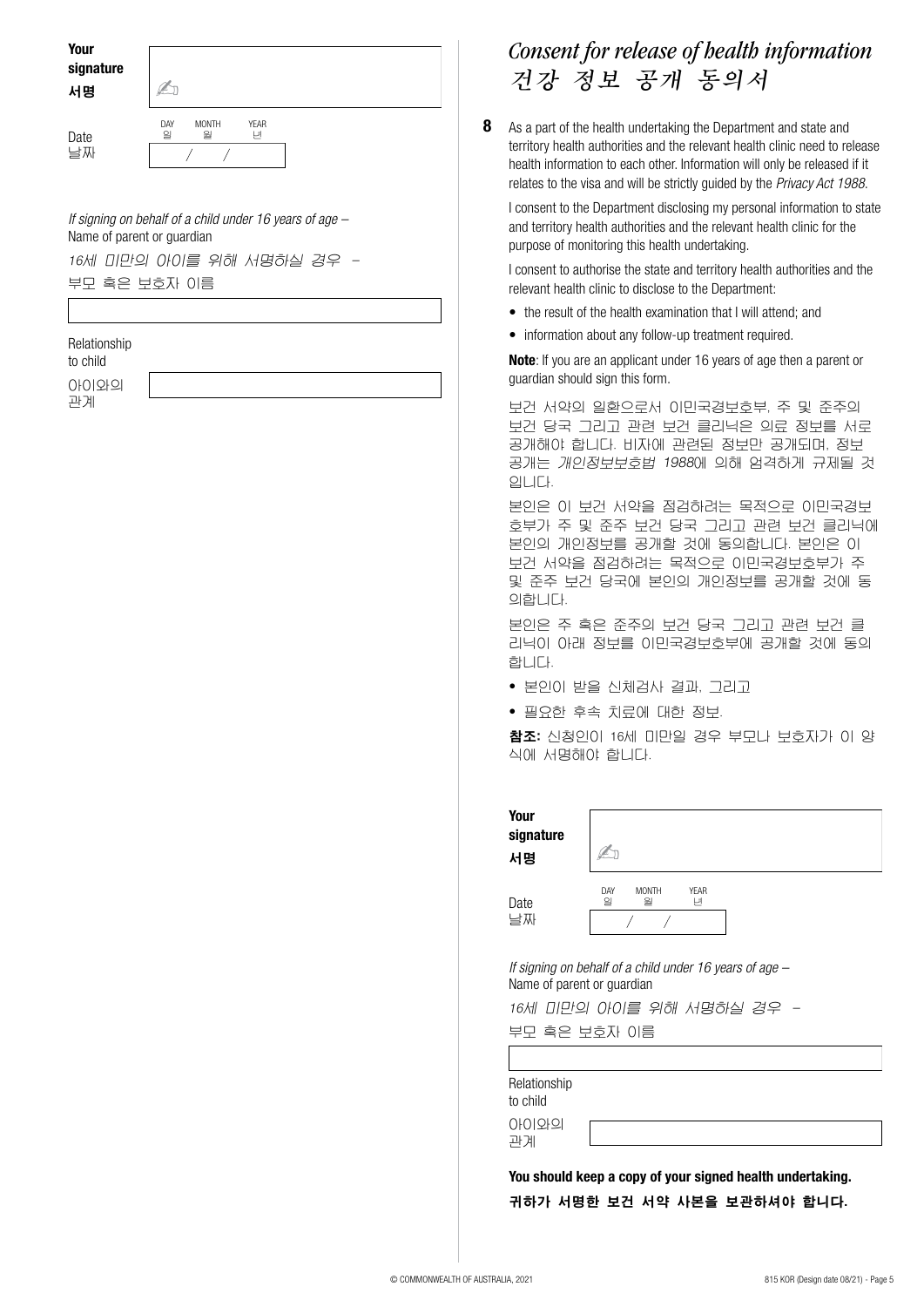**Your signature**
**서명**

✍

Date
날짜

DAY 일 / MONTH 월 / YEAR 년

/ /

*If signing on behalf of a child under 16 years of age* – Name of parent or guardian

*16세 미만의 아이를 위해 서명하실 경우* –
부모 혹은 보호자 이름

Relationship to child
아이와의 관계

# *Consent for release of health information*
# *건강 정보 공개 동의서*

**8** As a part of the health undertaking the Department and state and territory health authorities and the relevant health clinic need to release health information to each other. Information will only be released if it relates to the visa and will be strictly guided by the *Privacy Act 1988*.

I consent to the Department disclosing my personal information to state and territory health authorities and the relevant health clinic for the purpose of monitoring this health undertaking.

I consent to authorise the state and territory health authorities and the relevant health clinic to disclose to the Department:

- the result of the health examination that I will attend; and
- information about any follow-up treatment required.

**Note**: If you are an applicant under 16 years of age then a parent or guardian should sign this form.

보건 서약의 일환으로서 이민국경보호부, 주 및 준주의 보건 당국 그리고 관련 보건 클리닉은 의료 정보를 서로 공개해야 합니다. 비자에 관련된 정보만 공개되며, 정보 공개는 *개인정보보호법 1988*에 의해 엄격하게 규제될 것입니다.

본인은 이 보건 서약을 점검하려는 목적으로 이민국경보호부가 주 및 준주 보건 당국 그리고 관련 보건 클리닉에 본인의 개인정보를 공개할 것에 동의합니다. 본인은 이 보건 서약을 점검하려는 목적으로 이민국경보호부가 주 및 준주 보건 당국에 본인의 개인정보를 공개할 것에 동의합니다.

본인은 주 혹은 준주의 보건 당국 그리고 관련 보건 클리닉이 아래 정보를 이민국경보호부에 공개할 것에 동의합니다.

- 본인이 받을 신체검사 결과, 그리고
- 필요한 후속 치료에 대한 정보.

**참조:** 신청인이 16세 미만일 경우 부모나 보호자가 이 양식에 서명해야 합니다.

**Your signature**
**서명**

✍

Date
날짜

DAY 일 / MONTH 월 / YEAR 년

/ /

*If signing on behalf of a child under 16 years of age* – Name of parent or guardian

*16세 미만의 아이를 위해 서명하실 경우* –
부모 혹은 보호자 이름

Relationship to child
아이와의 관계

**You should keep a copy of your signed health undertaking.**

**귀하가 서명한 보건 서약 사본을 보관하셔야 합니다.**

© COMMONWEALTH OF AUSTRALIA, 2021

815 KOR (Design date 08/21)